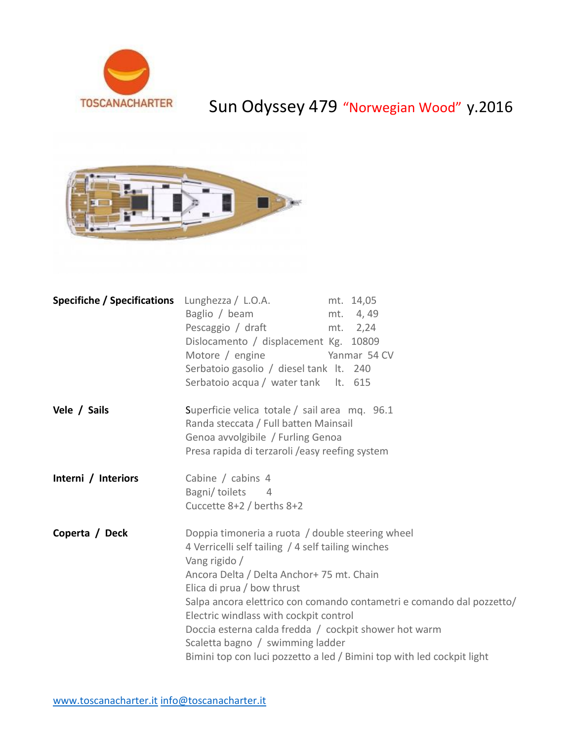TOSCANACHARTER

# Sun Odyssey 479 "Norwegian Wood" y.2016

| | | |
|---|---|---|
| **Specifiche / Specifications** | Lunghezza / L.O.A. | mt. 14,05 |
| | Baglio / beam | mt. 4, 49 |
| | Pescaggio / draft | mt. 2,24 |
| | Dislocamento / displacement | Kg. 10809 |
| | Motore / engine | Yanmar 54 CV |
| | Serbatoio gasolio / diesel tank | lt. 240 |
| | Serbatoio acqua / water tank | lt. 615 |

**Vele / Sails**

Superficie velica totale / sail area mq. 96.1
Randa steccata / Full batten Mainsail
Genoa avvolgibile / Furling Genoa
Presa rapida di terzaroli /easy reefing system

**Interni / Interiors**

Cabine / cabins 4
Bagni/ toilets 4
Cuccette 8+2 / berths 8+2

**Coperta / Deck**

Doppia timoneria a ruota / double steering wheel
4 Verricelli self tailing / 4 self tailing winches
Vang rigido /
Ancora Delta / Delta Anchor+ 75 mt. Chain
Elica di prua / bow thrust
Salpa ancora elettrico con comando contametri e comando dal pozzetto/ Electric windlass with cockpit control
Doccia esterna calda fredda / cockpit shower hot warm
Scaletta bagno / swimming ladder
Bimini top con luci pozzetto a led / Bimini top with led cockpit light

www.toscanacharter.it info@toscanacharter.it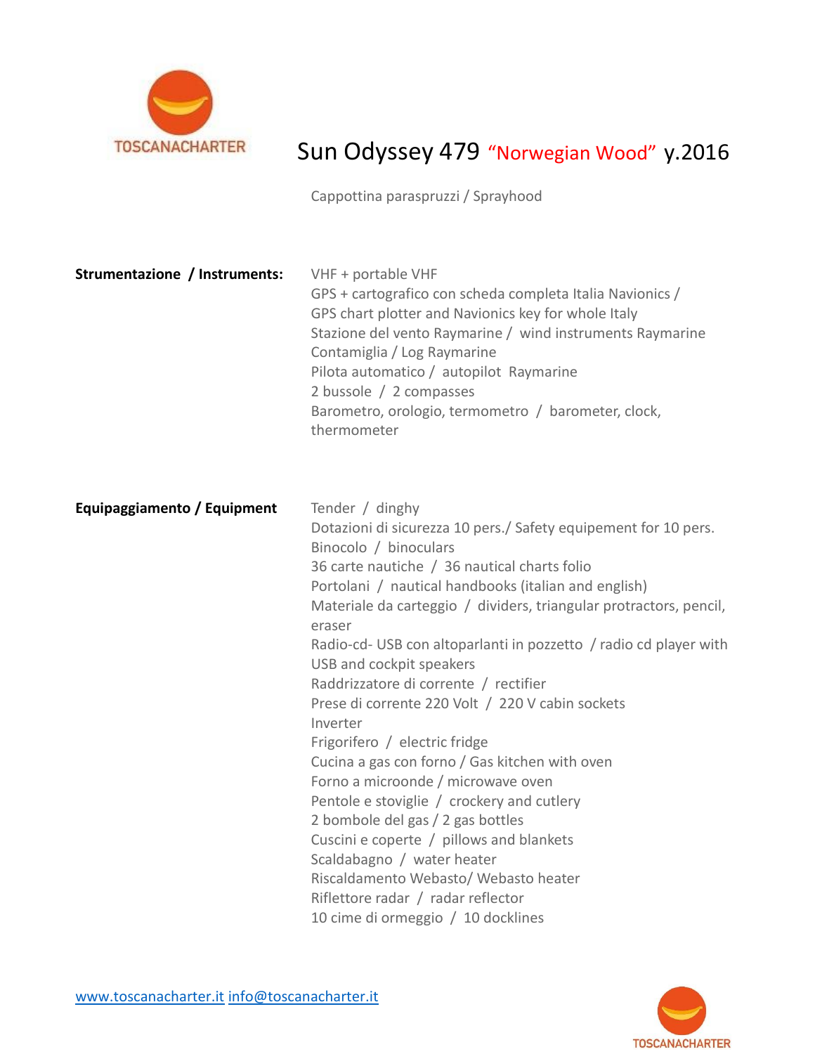# Sun Odyssey 479 "Norwegian Wood" y.2016

Cappottina paraspruzzi / Sprayhood

**Strumentazione / Instruments:**

VHF + portable VHF
GPS + cartografico con scheda completa Italia Navionics / GPS chart plotter and Navionics key for whole Italy
Stazione del vento Raymarine / wind instruments Raymarine
Contamiglia / Log Raymarine
Pilota automatico / autopilot Raymarine
2 bussole / 2 compasses
Barometro, orologio, termometro / barometer, clock, thermometer

**Equipaggiamento / Equipment**

Tender / dinghy
Dotazioni di sicurezza 10 pers./ Safety equipement for 10 pers.
Binocolo / binoculars
36 carte nautiche / 36 nautical charts folio
Portolani / nautical handbooks (italian and english)
Materiale da carteggio / dividers, triangular protractors, pencil, eraser
Radio-cd- USB con altoparlanti in pozzetto / radio cd player with USB and cockpit speakers
Raddrizzatore di corrente / rectifier
Prese di corrente 220 Volt / 220 V cabin sockets
Inverter
Frigorifero / electric fridge
Cucina a gas con forno / Gas kitchen with oven
Forno a microonde / microwave oven
Pentole e stoviglie / crockery and cutlery
2 bombole del gas / 2 gas bottles
Cuscini e coperte / pillows and blankets
Scaldabagno / water heater
Riscaldamento Webasto/ Webasto heater
Riflettore radar / radar reflector
10 cime di ormeggio / 10 docklines

www.toscanacharter.it info@toscanacharter.it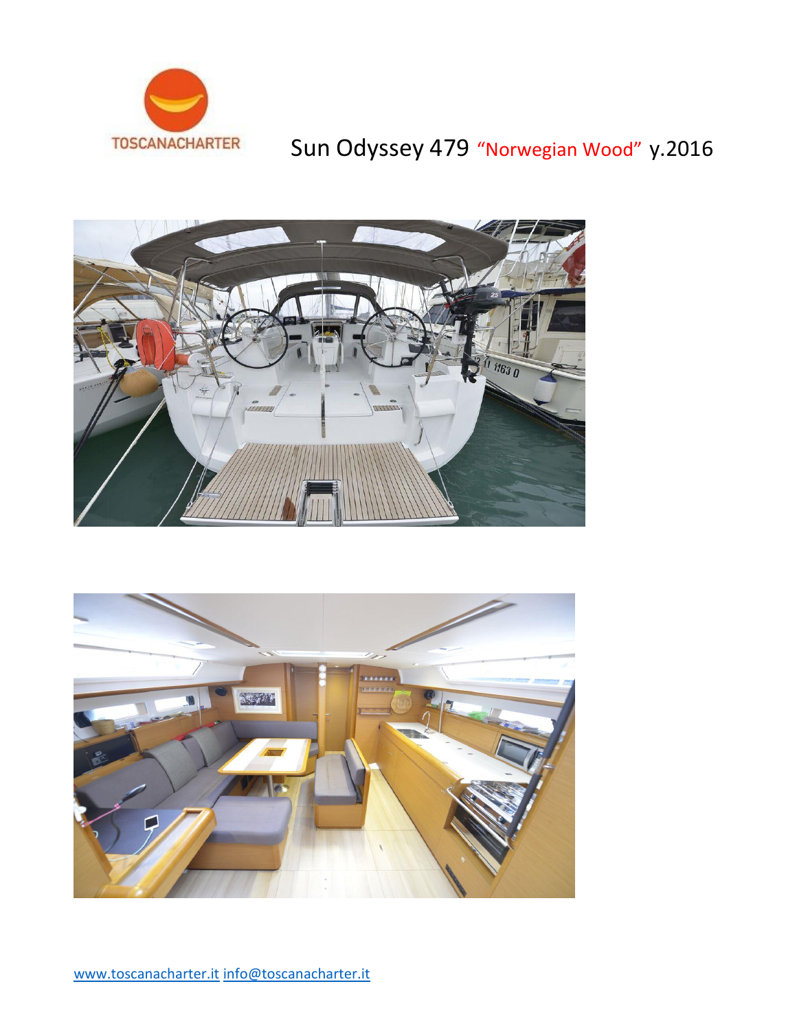TOSCANACHARTER

# Sun Odyssey 479 “Norwegian Wood” y.2016

www.toscanacharter.it info@toscanacharter.it